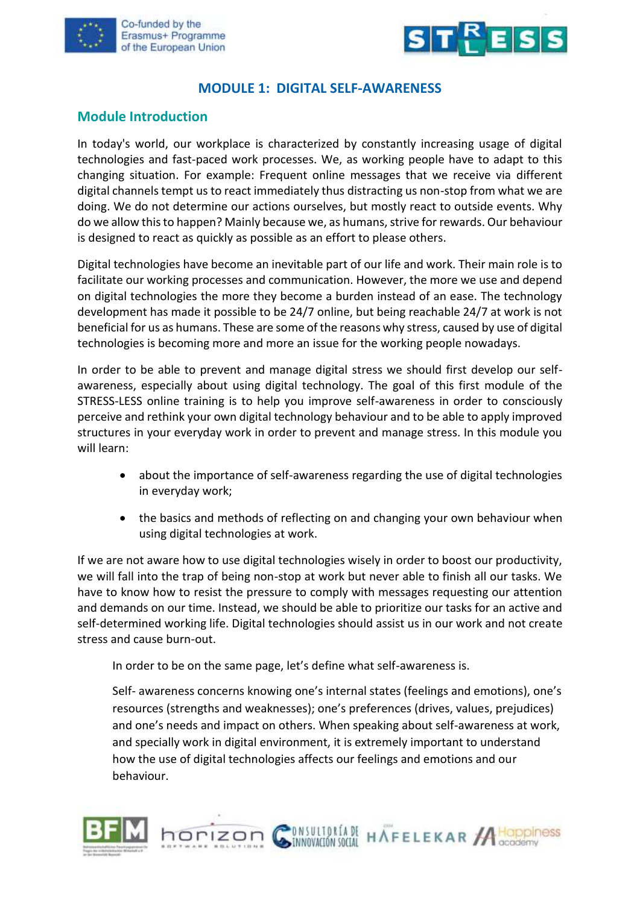# MODULE 1: DIGITAL SELF-AWARENESS

## Module Introduction

In today's world, our workplace is characterized by constantly increasing usage of digital technologies and fast-paced work processes. We, as working people have to adapt to this changing situation. For example: Frequent online messages that we receive via different digital channels tempt us to react immediately thus distracting us non-stop from what we are doing. We do not determine our actions ourselves, but mostly react to outside events. Why do we allow this to happen? Mainly because we, as humans, strive for rewards. Our behaviour is designed to react as quickly as possible as an effort to please others.

Digital technologies have become an inevitable part of our life and work. Their main role is to facilitate our working processes and communication. However, the more we use and depend on digital technologies the more they become a burden instead of an ease. The technology development has made it possible to be 24/7 online, but being reachable 24/7 at work is not beneficial for us as humans. These are some of the reasons why stress, caused by use of digital technologies is becoming more and more an issue for the working people nowadays.

In order to be able to prevent and manage digital stress we should first develop our self-awareness, especially about using digital technology. The goal of this first module of the STRESS-LESS online training is to help you improve self-awareness in order to consciously perceive and rethink your own digital technology behaviour and to be able to apply improved structures in your everyday work in order to prevent and manage stress. In this module you will learn:

- about the importance of self-awareness regarding the use of digital technologies in everyday work;
- the basics and methods of reflecting on and changing your own behaviour when using digital technologies at work.

If we are not aware how to use digital technologies wisely in order to boost our productivity, we will fall into the trap of being non-stop at work but never able to finish all our tasks. We have to know how to resist the pressure to comply with messages requesting our attention and demands on our time. Instead, we should be able to prioritize our tasks for an active and self-determined working life. Digital technologies should assist us in our work and not create stress and cause burn-out.

In order to be on the same page, let's define what self-awareness is.

Self- awareness concerns knowing one's internal states (feelings and emotions), one's resources (strengths and weaknesses); one's preferences (drives, values, prejudices) and one's needs and impact on others. When speaking about self-awareness at work, and specially work in digital environment, it is extremely important to understand how the use of digital technologies affects our feelings and emotions and our behaviour.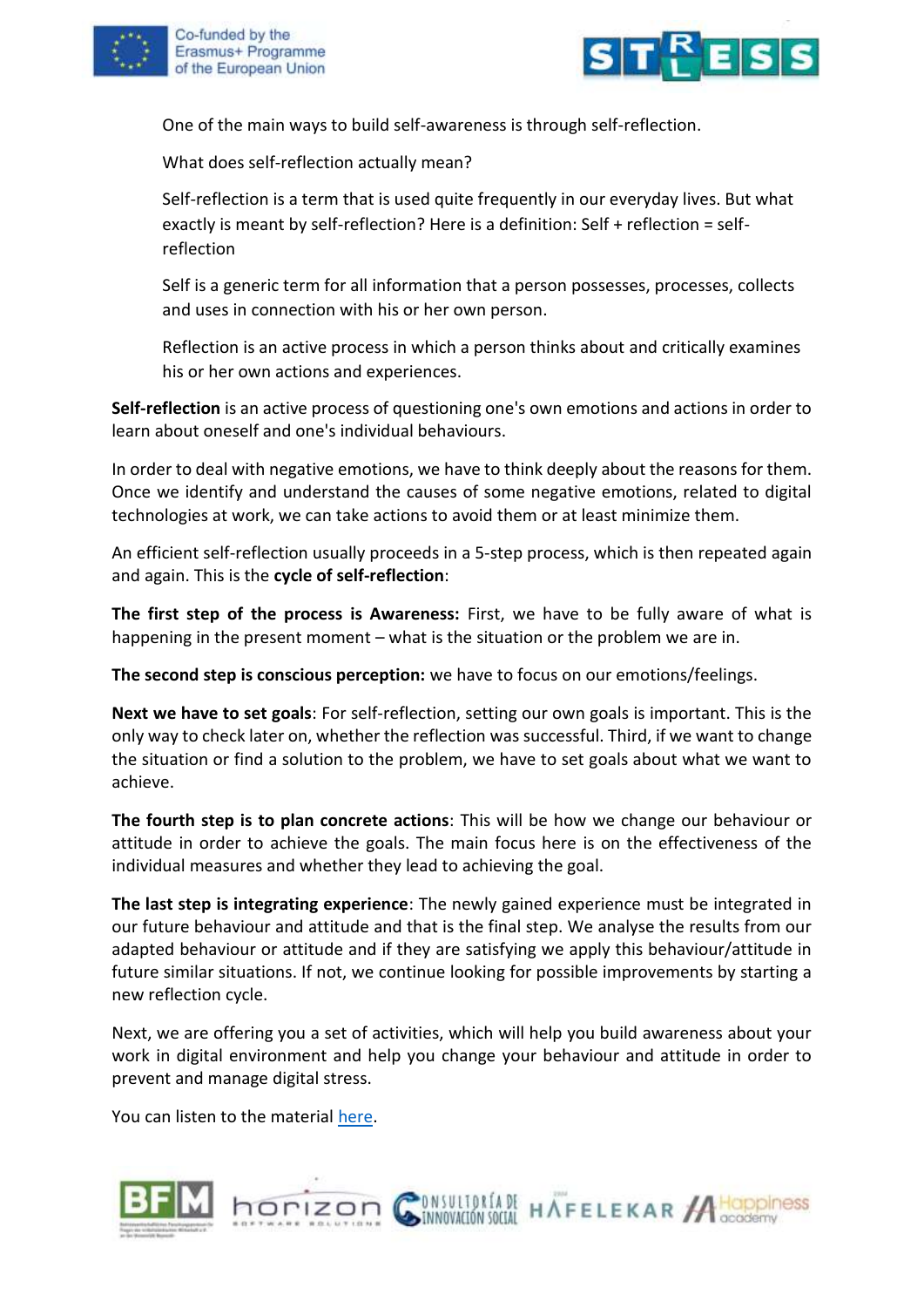One of the main ways to build self-awareness is through self-reflection.

What does self-reflection actually mean?

Self-reflection is a term that is used quite frequently in our everyday lives. But what exactly is meant by self-reflection? Here is a definition: Self + reflection = self-reflection

Self is a generic term for all information that a person possesses, processes, collects and uses in connection with his or her own person.

Reflection is an active process in which a person thinks about and critically examines his or her own actions and experiences.

**Self-reflection** is an active process of questioning one's own emotions and actions in order to learn about oneself and one's individual behaviours.

In order to deal with negative emotions, we have to think deeply about the reasons for them. Once we identify and understand the causes of some negative emotions, related to digital technologies at work, we can take actions to avoid them or at least minimize them.

An efficient self-reflection usually proceeds in a 5-step process, which is then repeated again and again. This is the **cycle of self-reflection**:

**The first step of the process is Awareness:** First, we have to be fully aware of what is happening in the present moment – what is the situation or the problem we are in.

**The second step is conscious perception:** we have to focus on our emotions/feelings.

**Next we have to set goals**: For self-reflection, setting our own goals is important. This is the only way to check later on, whether the reflection was successful. Third, if we want to change the situation or find a solution to the problem, we have to set goals about what we want to achieve.

**The fourth step is to plan concrete actions**: This will be how we change our behaviour or attitude in order to achieve the goals. The main focus here is on the effectiveness of the individual measures and whether they lead to achieving the goal.

**The last step is integrating experience**: The newly gained experience must be integrated in our future behaviour and attitude and that is the final step. We analyse the results from our adapted behaviour or attitude and if they are satisfying we apply this behaviour/attitude in future similar situations. If not, we continue looking for possible improvements by starting a new reflection cycle.

Next, we are offering you a set of activities, which will help you build awareness about your work in digital environment and help you change your behaviour and attitude in order to prevent and manage digital stress.

You can listen to the material here.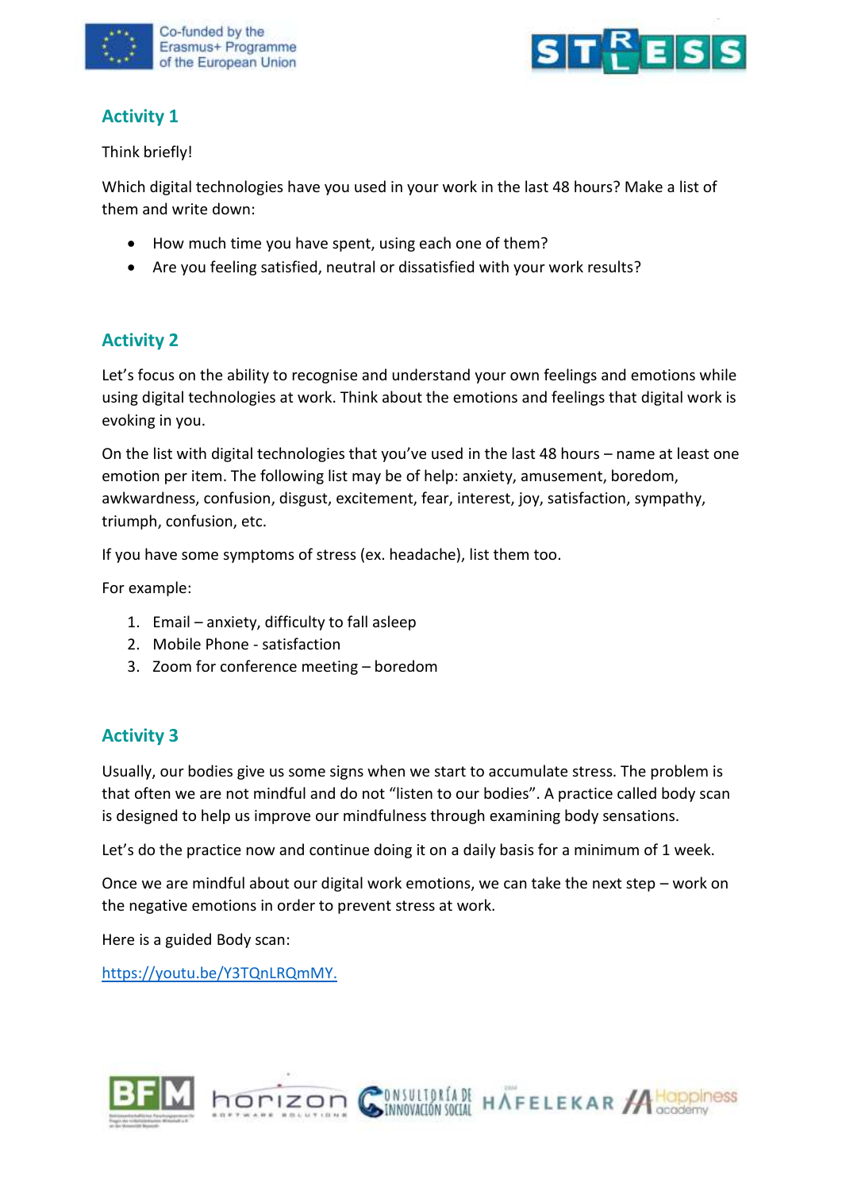## Activity 1

Think briefly!

Which digital technologies have you used in your work in the last 48 hours? Make a list of them and write down:

- How much time you have spent, using each one of them?
- Are you feeling satisfied, neutral or dissatisfied with your work results?

## Activity 2

Let's focus on the ability to recognise and understand your own feelings and emotions while using digital technologies at work. Think about the emotions and feelings that digital work is evoking in you.

On the list with digital technologies that you've used in the last 48 hours – name at least one emotion per item. The following list may be of help: anxiety, amusement, boredom, awkwardness, confusion, disgust, excitement, fear, interest, joy, satisfaction, sympathy, triumph, confusion, etc.

If you have some symptoms of stress (ex. headache), list them too.

For example:

1. Email – anxiety, difficulty to fall asleep
2. Mobile Phone - satisfaction
3. Zoom for conference meeting – boredom

## Activity 3

Usually, our bodies give us some signs when we start to accumulate stress. The problem is that often we are not mindful and do not "listen to our bodies". A practice called body scan is designed to help us improve our mindfulness through examining body sensations.

Let's do the practice now and continue doing it on a daily basis for a minimum of 1 week.

Once we are mindful about our digital work emotions, we can take the next step – work on the negative emotions in order to prevent stress at work.

Here is a guided Body scan:

[https://youtu.be/Y3TQnLRQmMY.](https://youtu.be/Y3TQnLRQmMY)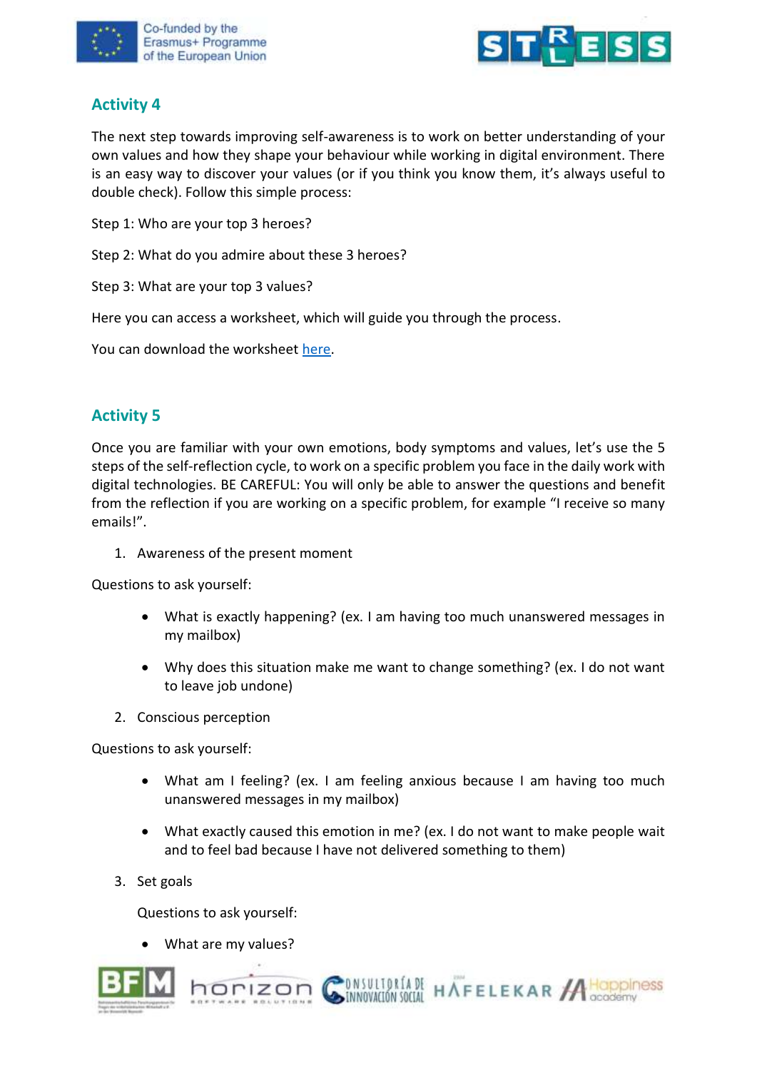## Activity 4

The next step towards improving self-awareness is to work on better understanding of your own values and how they shape your behaviour while working in digital environment. There is an easy way to discover your values (or if you think you know them, it's always useful to double check). Follow this simple process:

Step 1: Who are your top 3 heroes?

Step 2: What do you admire about these 3 heroes?

Step 3: What are your top 3 values?

Here you can access a worksheet, which will guide you through the process.

You can download the worksheet here.

## Activity 5

Once you are familiar with your own emotions, body symptoms and values, let's use the 5 steps of the self-reflection cycle, to work on a specific problem you face in the daily work with digital technologies. BE CAREFUL: You will only be able to answer the questions and benefit from the reflection if you are working on a specific problem, for example "I receive so many emails!".

1. Awareness of the present moment

Questions to ask yourself:

- What is exactly happening? (ex. I am having too much unanswered messages in my mailbox)
- Why does this situation make me want to change something? (ex. I do not want to leave job undone)

2. Conscious perception

Questions to ask yourself:

- What am I feeling? (ex. I am feeling anxious because I am having too much unanswered messages in my mailbox)
- What exactly caused this emotion in me? (ex. I do not want to make people wait and to feel bad because I have not delivered something to them)

3. Set goals

Questions to ask yourself:

- What are my values?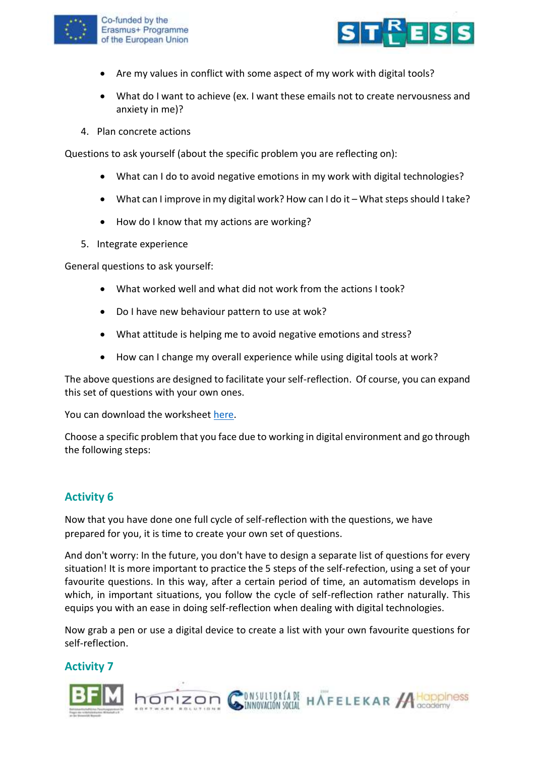- Are my values in conflict with some aspect of my work with digital tools?
- What do I want to achieve (ex. I want these emails not to create nervousness and anxiety in me)?

4. Plan concrete actions

Questions to ask yourself (about the specific problem you are reflecting on):

- What can I do to avoid negative emotions in my work with digital technologies?
- What can I improve in my digital work? How can I do it – What steps should I take?
- How do I know that my actions are working?

5. Integrate experience

General questions to ask yourself:

- What worked well and what did not work from the actions I took?
- Do I have new behaviour pattern to use at wok?
- What attitude is helping me to avoid negative emotions and stress?
- How can I change my overall experience while using digital tools at work?

The above questions are designed to facilitate your self-reflection. Of course, you can expand this set of questions with your own ones.

You can download the worksheet here.

Choose a specific problem that you face due to working in digital environment and go through the following steps:

## Activity 6

Now that you have done one full cycle of self-reflection with the questions, we have prepared for you, it is time to create your own set of questions.

And don't worry: In the future, you don't have to design a separate list of questions for every situation! It is more important to practice the 5 steps of the self-refection, using a set of your favourite questions. In this way, after a certain period of time, an automatism develops in which, in important situations, you follow the cycle of self-reflection rather naturally. This equips you with an ease in doing self-reflection when dealing with digital technologies.

Now grab a pen or use a digital device to create a list with your own favourite questions for self-reflection.

## Activity 7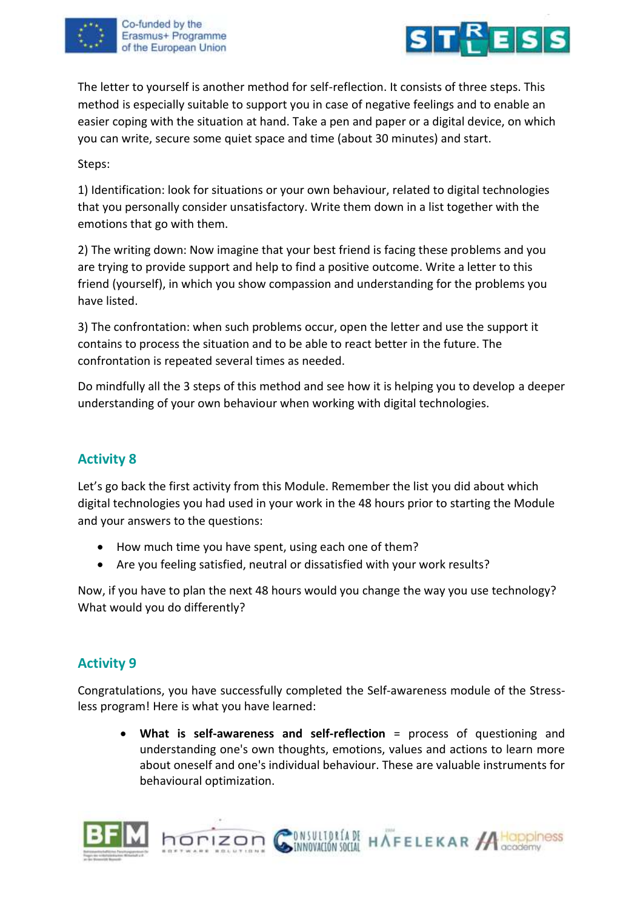The letter to yourself is another method for self-reflection. It consists of three steps. This method is especially suitable to support you in case of negative feelings and to enable an easier coping with the situation at hand. Take a pen and paper or a digital device, on which you can write, secure some quiet space and time (about 30 minutes) and start.

Steps:

1) Identification: look for situations or your own behaviour, related to digital technologies that you personally consider unsatisfactory. Write them down in a list together with the emotions that go with them.

2) The writing down: Now imagine that your best friend is facing these problems and you are trying to provide support and help to find a positive outcome. Write a letter to this friend (yourself), in which you show compassion and understanding for the problems you have listed.

3) The confrontation: when such problems occur, open the letter and use the support it contains to process the situation and to be able to react better in the future. The confrontation is repeated several times as needed.

Do mindfully all the 3 steps of this method and see how it is helping you to develop a deeper understanding of your own behaviour when working with digital technologies.

## Activity 8

Let's go back the first activity from this Module. Remember the list you did about which digital technologies you had used in your work in the 48 hours prior to starting the Module and your answers to the questions:

- How much time you have spent, using each one of them?
- Are you feeling satisfied, neutral or dissatisfied with your work results?

Now, if you have to plan the next 48 hours would you change the way you use technology? What would you do differently?

## Activity 9

Congratulations, you have successfully completed the Self-awareness module of the Stress-less program! Here is what you have learned:

- **What is self-awareness and self-reflection** = process of questioning and understanding one's own thoughts, emotions, values and actions to learn more about oneself and one's individual behaviour. These are valuable instruments for behavioural optimization.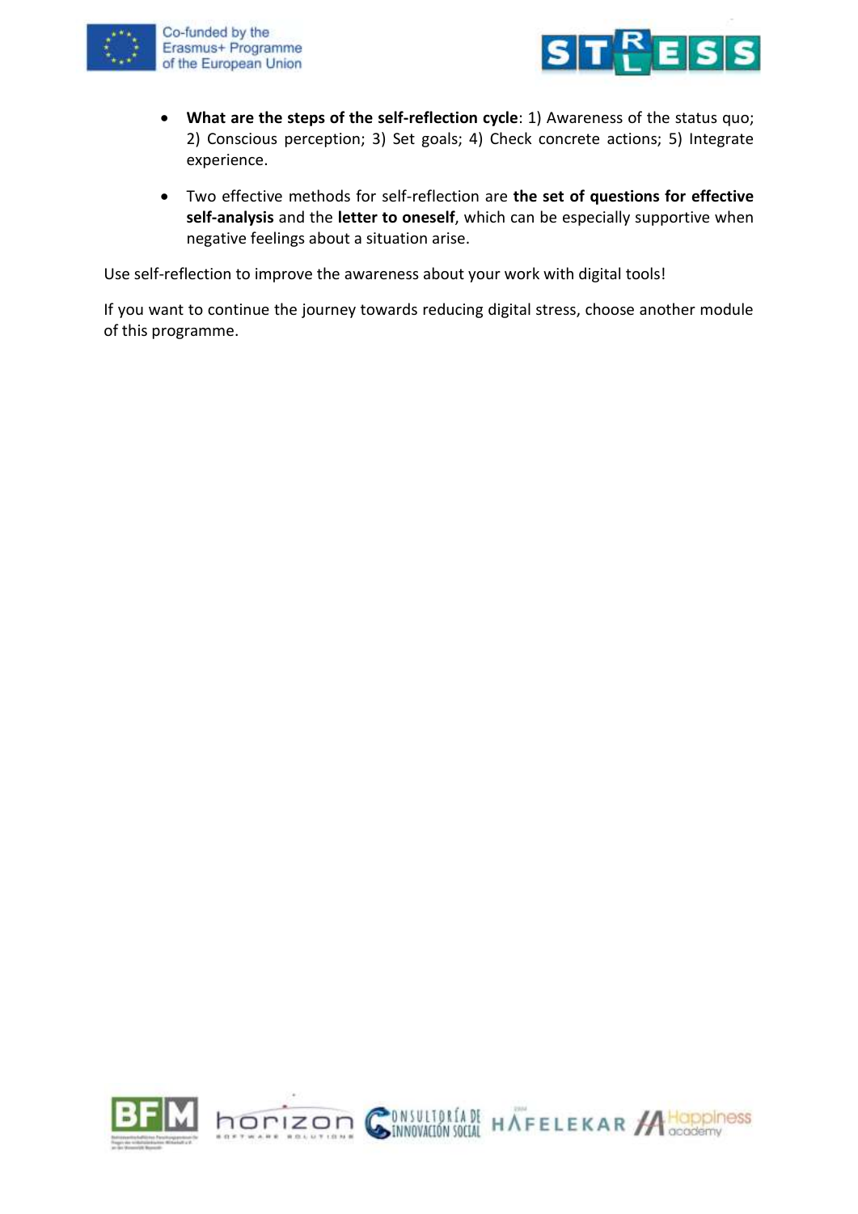- **What are the steps of the self-reflection cycle**: 1) Awareness of the status quo; 2) Conscious perception; 3) Set goals; 4) Check concrete actions; 5) Integrate experience.
- Two effective methods for self-reflection are **the set of questions for effective self-analysis** and the **letter to oneself**, which can be especially supportive when negative feelings about a situation arise.

Use self-reflection to improve the awareness about your work with digital tools!

If you want to continue the journey towards reducing digital stress, choose another module of this programme.